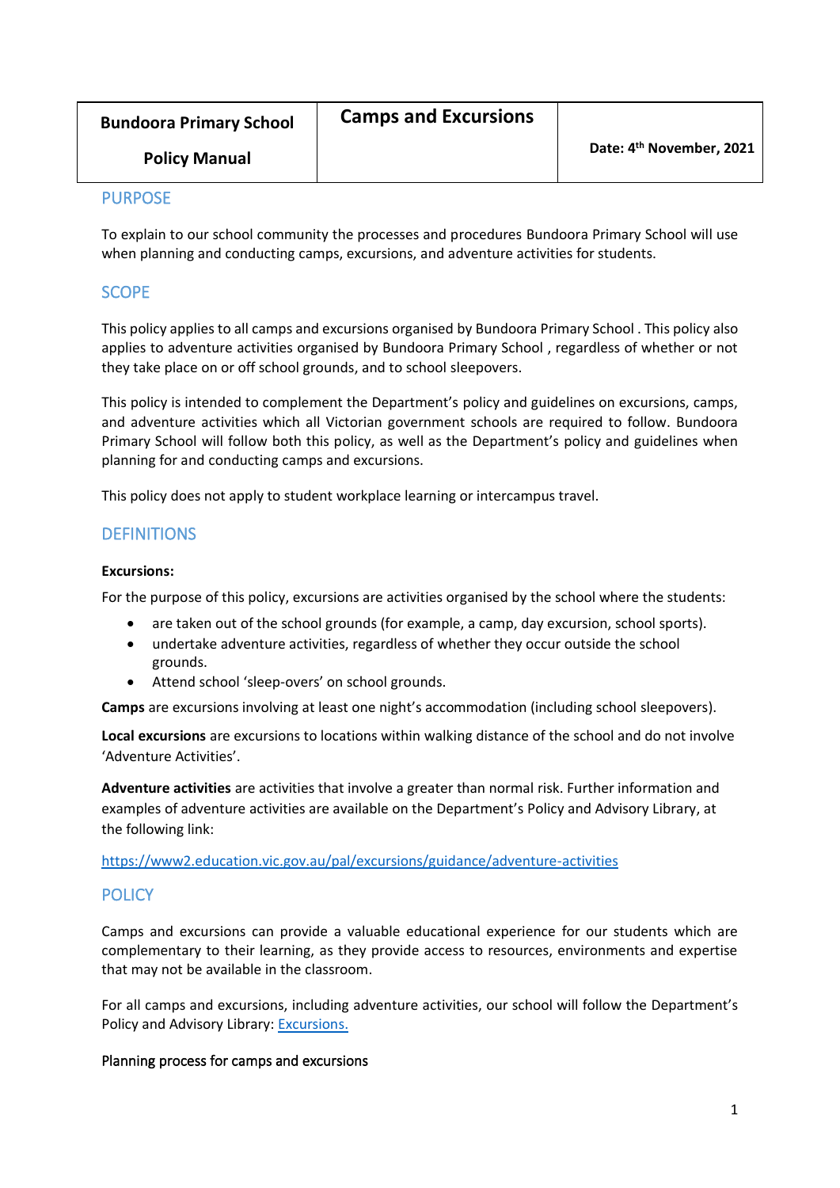| Bundoora Primary School<br><br>Policy Manual | Camps and Excursions | Date: 4th November, 2021 |
|---|---|---|

## PURPOSE

To explain to our school community the processes and procedures Bundoora Primary School will use when planning and conducting camps, excursions, and adventure activities for students.

## SCOPE

This policy applies to all camps and excursions organised by Bundoora Primary School . This policy also applies to adventure activities organised by Bundoora Primary School , regardless of whether or not they take place on or off school grounds, and to school sleepovers.

This policy is intended to complement the Department's policy and guidelines on excursions, camps, and adventure activities which all Victorian government schools are required to follow. Bundoora Primary School will follow both this policy, as well as the Department's policy and guidelines when planning for and conducting camps and excursions.

This policy does not apply to student workplace learning or intercampus travel.

## DEFINITIONS

**Excursions:**

For the purpose of this policy, excursions are activities organised by the school where the students:

- are taken out of the school grounds (for example, a camp, day excursion, school sports).
- undertake adventure activities, regardless of whether they occur outside the school grounds.
- Attend school 'sleep-overs' on school grounds.

**Camps** are excursions involving at least one night's accommodation (including school sleepovers).

**Local excursions** are excursions to locations within walking distance of the school and do not involve 'Adventure Activities'.

**Adventure activities** are activities that involve a greater than normal risk. Further information and examples of adventure activities are available on the Department's Policy and Advisory Library, at the following link:

[https://www2.education.vic.gov.au/pal/excursions/guidance/adventure-activities](https://www2.education.vic.gov.au/pal/excursions/guidance/adventure-activities)

## POLICY

Camps and excursions can provide a valuable educational experience for our students which are complementary to their learning, as they provide access to resources, environments and expertise that may not be available in the classroom.

For all camps and excursions, including adventure activities, our school will follow the Department's Policy and Advisory Library: Excursions.

Planning process for camps and excursions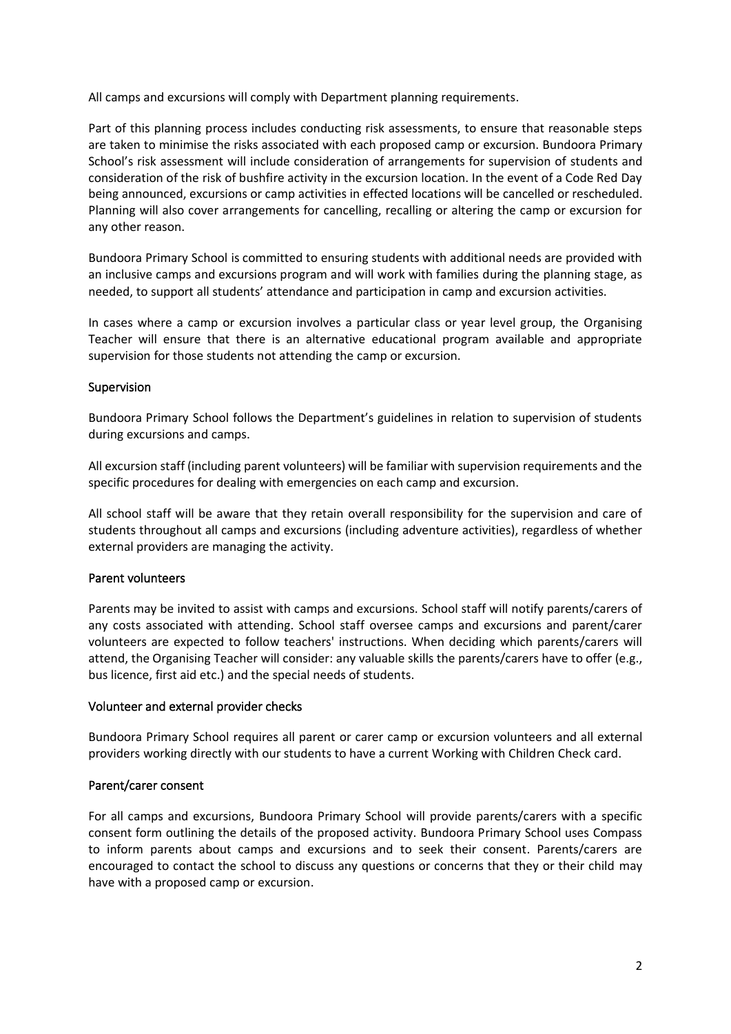All camps and excursions will comply with Department planning requirements.

Part of this planning process includes conducting risk assessments, to ensure that reasonable steps are taken to minimise the risks associated with each proposed camp or excursion. Bundoora Primary School's risk assessment will include consideration of arrangements for supervision of students and consideration of the risk of bushfire activity in the excursion location. In the event of a Code Red Day being announced, excursions or camp activities in effected locations will be cancelled or rescheduled. Planning will also cover arrangements for cancelling, recalling or altering the camp or excursion for any other reason.

Bundoora Primary School is committed to ensuring students with additional needs are provided with an inclusive camps and excursions program and will work with families during the planning stage, as needed, to support all students' attendance and participation in camp and excursion activities.

In cases where a camp or excursion involves a particular class or year level group, the Organising Teacher will ensure that there is an alternative educational program available and appropriate supervision for those students not attending the camp or excursion.

## Supervision

Bundoora Primary School follows the Department's guidelines in relation to supervision of students during excursions and camps.

All excursion staff (including parent volunteers) will be familiar with supervision requirements and the specific procedures for dealing with emergencies on each camp and excursion.

All school staff will be aware that they retain overall responsibility for the supervision and care of students throughout all camps and excursions (including adventure activities), regardless of whether external providers are managing the activity.

## Parent volunteers

Parents may be invited to assist with camps and excursions. School staff will notify parents/carers of any costs associated with attending. School staff oversee camps and excursions and parent/carer volunteers are expected to follow teachers' instructions. When deciding which parents/carers will attend, the Organising Teacher will consider: any valuable skills the parents/carers have to offer (e.g., bus licence, first aid etc.) and the special needs of students.

## Volunteer and external provider checks

Bundoora Primary School requires all parent or carer camp or excursion volunteers and all external providers working directly with our students to have a current Working with Children Check card.

## Parent/carer consent

For all camps and excursions, Bundoora Primary School will provide parents/carers with a specific consent form outlining the details of the proposed activity. Bundoora Primary School uses Compass to inform parents about camps and excursions and to seek their consent. Parents/carers are encouraged to contact the school to discuss any questions or concerns that they or their child may have with a proposed camp or excursion.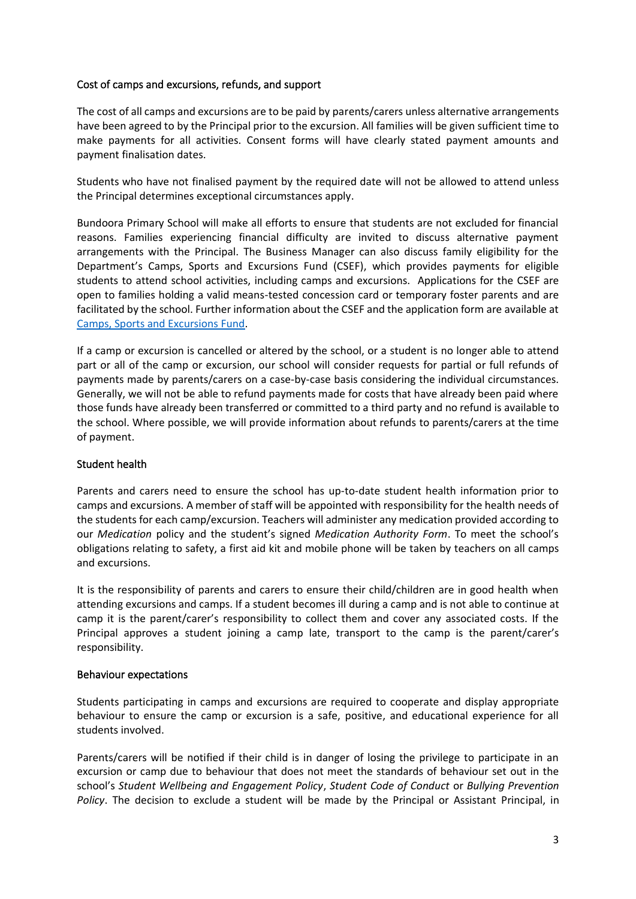## Cost of camps and excursions, refunds, and support

The cost of all camps and excursions are to be paid by parents/carers unless alternative arrangements have been agreed to by the Principal prior to the excursion. All families will be given sufficient time to make payments for all activities. Consent forms will have clearly stated payment amounts and payment finalisation dates.

Students who have not finalised payment by the required date will not be allowed to attend unless the Principal determines exceptional circumstances apply.

Bundoora Primary School will make all efforts to ensure that students are not excluded for financial reasons. Families experiencing financial difficulty are invited to discuss alternative payment arrangements with the Principal. The Business Manager can also discuss family eligibility for the Department's Camps, Sports and Excursions Fund (CSEF), which provides payments for eligible students to attend school activities, including camps and excursions. Applications for the CSEF are open to families holding a valid means-tested concession card or temporary foster parents and are facilitated by the school. Further information about the CSEF and the application form are available at [Camps, Sports and Excursions Fund](#).

If a camp or excursion is cancelled or altered by the school, or a student is no longer able to attend part or all of the camp or excursion, our school will consider requests for partial or full refunds of payments made by parents/carers on a case-by-case basis considering the individual circumstances. Generally, we will not be able to refund payments made for costs that have already been paid where those funds have already been transferred or committed to a third party and no refund is available to the school. Where possible, we will provide information about refunds to parents/carers at the time of payment.

## Student health

Parents and carers need to ensure the school has up-to-date student health information prior to camps and excursions. A member of staff will be appointed with responsibility for the health needs of the students for each camp/excursion. Teachers will administer any medication provided according to our *Medication* policy and the student's signed *Medication Authority Form*. To meet the school's obligations relating to safety, a first aid kit and mobile phone will be taken by teachers on all camps and excursions.

It is the responsibility of parents and carers to ensure their child/children are in good health when attending excursions and camps. If a student becomes ill during a camp and is not able to continue at camp it is the parent/carer's responsibility to collect them and cover any associated costs. If the Principal approves a student joining a camp late, transport to the camp is the parent/carer's responsibility.

## Behaviour expectations

Students participating in camps and excursions are required to cooperate and display appropriate behaviour to ensure the camp or excursion is a safe, positive, and educational experience for all students involved.

Parents/carers will be notified if their child is in danger of losing the privilege to participate in an excursion or camp due to behaviour that does not meet the standards of behaviour set out in the school's *Student Wellbeing and Engagement Policy*, *Student Code of Conduct* or *Bullying Prevention Policy*. The decision to exclude a student will be made by the Principal or Assistant Principal, in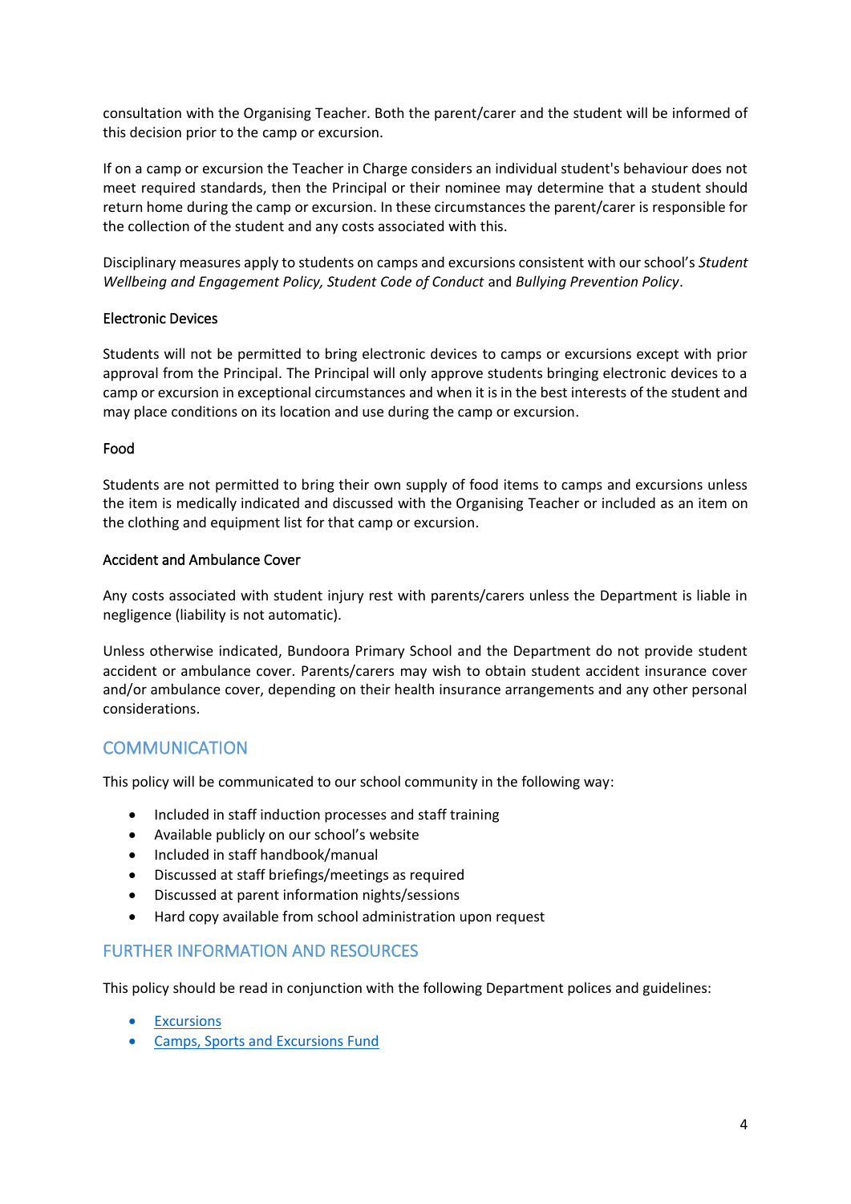consultation with the Organising Teacher. Both the parent/carer and the student will be informed of this decision prior to the camp or excursion.

If on a camp or excursion the Teacher in Charge considers an individual student's behaviour does not meet required standards, then the Principal or their nominee may determine that a student should return home during the camp or excursion. In these circumstances the parent/carer is responsible for the collection of the student and any costs associated with this.

Disciplinary measures apply to students on camps and excursions consistent with our school's *Student Wellbeing and Engagement Policy, Student Code of Conduct* and *Bullying Prevention Policy*.

### Electronic Devices

Students will not be permitted to bring electronic devices to camps or excursions except with prior approval from the Principal. The Principal will only approve students bringing electronic devices to a camp or excursion in exceptional circumstances and when it is in the best interests of the student and may place conditions on its location and use during the camp or excursion.

### Food

Students are not permitted to bring their own supply of food items to camps and excursions unless the item is medically indicated and discussed with the Organising Teacher or included as an item on the clothing and equipment list for that camp or excursion.

### Accident and Ambulance Cover

Any costs associated with student injury rest with parents/carers unless the Department is liable in negligence (liability is not automatic).

Unless otherwise indicated, Bundoora Primary School and the Department do not provide student accident or ambulance cover. Parents/carers may wish to obtain student accident insurance cover and/or ambulance cover, depending on their health insurance arrangements and any other personal considerations.

## COMMUNICATION

This policy will be communicated to our school community in the following way:

- Included in staff induction processes and staff training
- Available publicly on our school's website
- Included in staff handbook/manual
- Discussed at staff briefings/meetings as required
- Discussed at parent information nights/sessions
- Hard copy available from school administration upon request

## FURTHER INFORMATION AND RESOURCES

This policy should be read in conjunction with the following Department polices and guidelines:

- Excursions
- Camps, Sports and Excursions Fund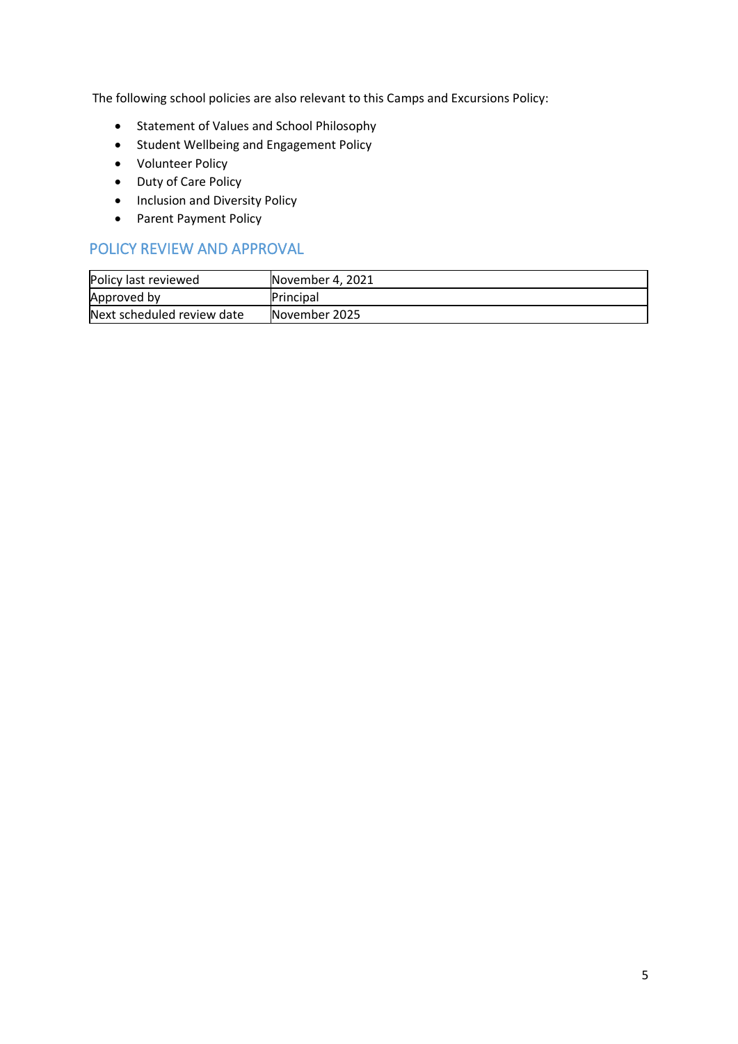The following school policies are also relevant to this Camps and Excursions Policy:

- Statement of Values and School Philosophy
- Student Wellbeing and Engagement Policy
- Volunteer Policy
- Duty of Care Policy
- Inclusion and Diversity Policy
- Parent Payment Policy

## POLICY REVIEW AND APPROVAL

| | |
|---|---|
| Policy last reviewed | November 4, 2021 |
| Approved by | Principal |
| Next scheduled review date | November 2025 |